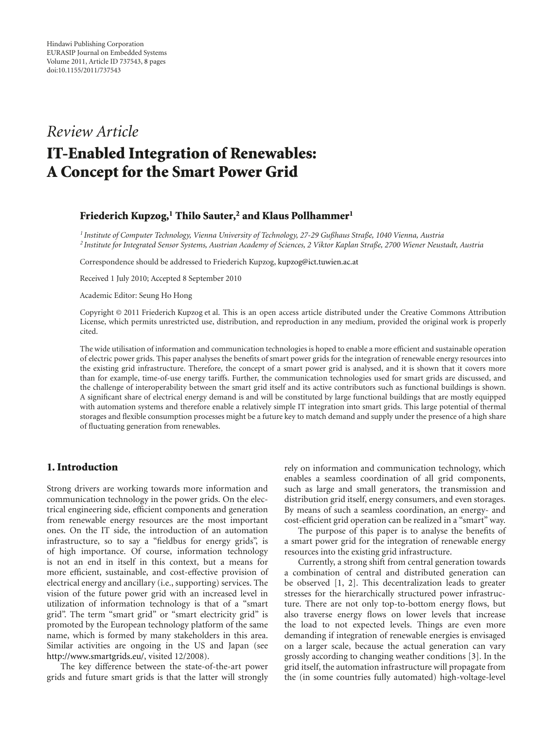Hindawi Publishing Corporation
EURASIP Journal on Embedded Systems
Volume 2011, Article ID 737543, 8 pages
doi:10.1155/2011/737543

*Review Article*

# IT-Enabled Integration of Renewables: A Concept for the Smart Power Grid

**Friederich Kupzog,[1] Thilo Sauter,[2] and Klaus Pollhammer[1]**

[1] *Institute of Computer Technology, Vienna University of Technology, 27-29 Gußhaus Straße, 1040 Vienna, Austria*
[2] *Institute for Integrated Sensor Systems, Austrian Academy of Sciences, 2 Viktor Kaplan Straße, 2700 Wiener Neustadt, Austria*

Correspondence should be addressed to Friederich Kupzog, kupzog@ict.tuwien.ac.at

Received 1 July 2010; Accepted 8 September 2010

Academic Editor: Seung Ho Hong

Copyright © 2011 Friederich Kupzog et al. This is an open access article distributed under the Creative Commons Attribution License, which permits unrestricted use, distribution, and reproduction in any medium, provided the original work is properly cited.

The wide utilisation of information and communication technologies is hoped to enable a more efficient and sustainable operation of electric power grids. This paper analyses the benefits of smart power grids for the integration of renewable energy resources into the existing grid infrastructure. Therefore, the concept of a smart power grid is analysed, and it is shown that it covers more than for example, time-of-use energy tariffs. Further, the communication technologies used for smart grids are discussed, and the challenge of interoperability between the smart grid itself and its active contributors such as functional buildings is shown. A significant share of electrical energy demand is and will be constituted by large functional buildings that are mostly equipped with automation systems and therefore enable a relatively simple IT integration into smart grids. This large potential of thermal storages and flexible consumption processes might be a future key to match demand and supply under the presence of a high share of fluctuating generation from renewables.

## 1. Introduction

Strong drivers are working towards more information and communication technology in the power grids. On the electrical engineering side, efficient components and generation from renewable energy resources are the most important ones. On the IT side, the introduction of an automation infrastructure, so to say a "fieldbus for energy grids", is of high importance. Of course, information technology is not an end in itself in this context, but a means for more efficient, sustainable, and cost-effective provision of electrical energy and ancillary (i.e., supporting) services. The vision of the future power grid with an increased level in utilization of information technology is that of a "smart grid". The term "smart grid" or "smart electricity grid" is promoted by the European technology platform of the same name, which is formed by many stakeholders in this area. Similar activities are ongoing in the US and Japan (see http://www.smartgrids.eu/, visited 12/2008).

The key difference between the state-of-the-art power grids and future smart grids is that the latter will strongly rely on information and communication technology, which enables a seamless coordination of all grid components, such as large and small generators, the transmission and distribution grid itself, energy consumers, and even storages. By means of such a seamless coordination, an energy- and cost-efficient grid operation can be realized in a "smart" way.

The purpose of this paper is to analyse the benefits of a smart power grid for the integration of renewable energy resources into the existing grid infrastructure.

Currently, a strong shift from central generation towards a combination of central and distributed generation can be observed [1, 2]. This decentralization leads to greater stresses for the hierarchically structured power infrastructure. There are not only top-to-bottom energy flows, but also traverse energy flows on lower levels that increase the load to not expected levels. Things are even more demanding if integration of renewable energies is envisaged on a larger scale, because the actual generation can vary grossly according to changing weather conditions [3]. In the grid itself, the automation infrastructure will propagate from the (in some countries fully automated) high-voltage-level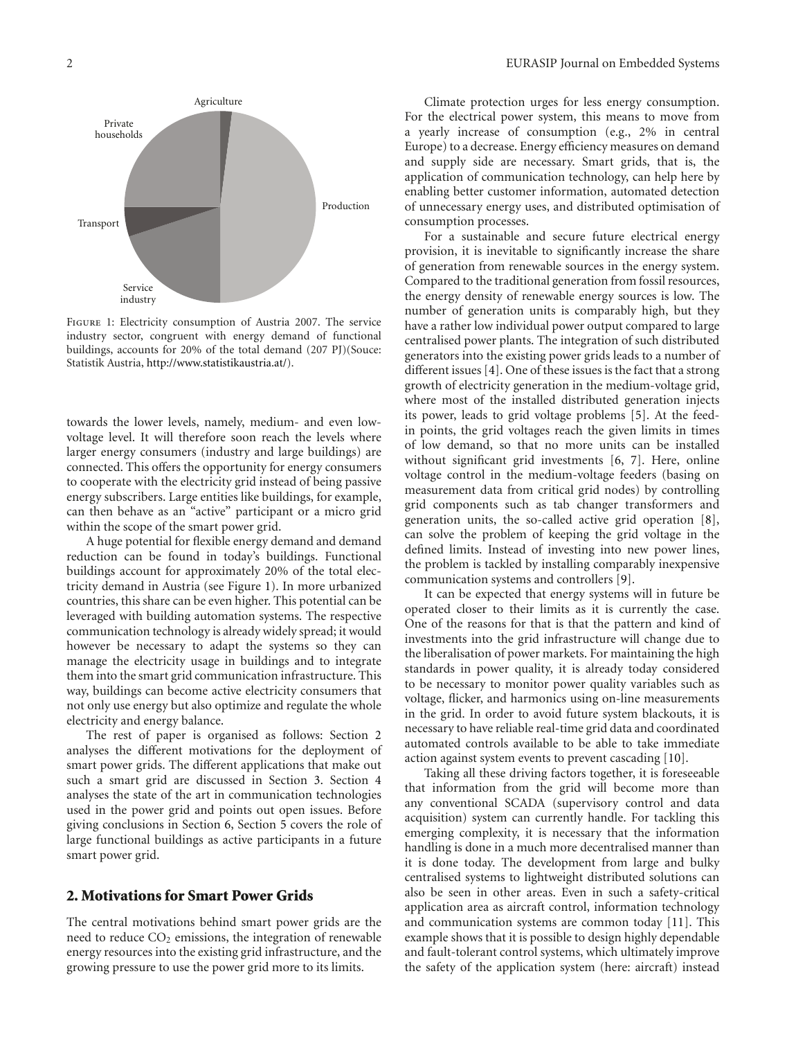Figure 1: Electricity consumption of Austria 2007. The service industry sector, congruent with energy demand of functional buildings, accounts for 20% of the total demand (207 PJ)(Souce: Statistik Austria, http://www.statistikaustria.at/).

towards the lower levels, namely, medium- and even low-voltage level. It will therefore soon reach the levels where larger energy consumers (industry and large buildings) are connected. This offers the opportunity for energy consumers to cooperate with the electricity grid instead of being passive energy subscribers. Large entities like buildings, for example, can then behave as an "active" participant or a micro grid within the scope of the smart power grid.

A huge potential for flexible energy demand and demand reduction can be found in today's buildings. Functional buildings account for approximately 20% of the total electricity demand in Austria (see Figure 1). In more urbanized countries, this share can be even higher. This potential can be leveraged with building automation systems. The respective communication technology is already widely spread; it would however be necessary to adapt the systems so they can manage the electricity usage in buildings and to integrate them into the smart grid communication infrastructure. This way, buildings can become active electricity consumers that not only use energy but also optimize and regulate the whole electricity and energy balance.

The rest of paper is organised as follows: Section 2 analyses the different motivations for the deployment of smart power grids. The different applications that make out such a smart grid are discussed in Section 3. Section 4 analyses the state of the art in communication technologies used in the power grid and points out open issues. Before giving conclusions in Section 6, Section 5 covers the role of large functional buildings as active participants in a future smart power grid.

## 2. Motivations for Smart Power Grids

The central motivations behind smart power grids are the need to reduce $CO_2$ emissions, the integration of renewable energy resources into the existing grid infrastructure, and the growing pressure to use the power grid more to its limits.

Climate protection urges for less energy consumption. For the electrical power system, this means to move from a yearly increase of consumption (e.g., 2% in central Europe) to a decrease. Energy efficiency measures on demand and supply side are necessary. Smart grids, that is, the application of communication technology, can help here by enabling better customer information, automated detection of unnecessary energy uses, and distributed optimisation of consumption processes.

For a sustainable and secure future electrical energy provision, it is inevitable to significantly increase the share of generation from renewable sources in the energy system. Compared to the traditional generation from fossil resources, the energy density of renewable energy sources is low. The number of generation units is comparably high, but they have a rather low individual power output compared to large centralised power plants. The integration of such distributed generators into the existing power grids leads to a number of different issues [4]. One of these issues is the fact that a strong growth of electricity generation in the medium-voltage grid, where most of the installed distributed generation injects its power, leads to grid voltage problems [5]. At the feed-in points, the grid voltages reach the given limits in times of low demand, so that no more units can be installed without significant grid investments [6, 7]. Here, online voltage control in the medium-voltage feeders (basing on measurement data from critical grid nodes) by controlling grid components such as tab changer transformers and generation units, the so-called active grid operation [8], can solve the problem of keeping the grid voltage in the defined limits. Instead of investing into new power lines, the problem is tackled by installing comparably inexpensive communication systems and controllers [9].

It can be expected that energy systems will in future be operated closer to their limits as it is currently the case. One of the reasons for that is that the pattern and kind of investments into the grid infrastructure will change due to the liberalisation of power markets. For maintaining the high standards in power quality, it is already today considered to be necessary to monitor power quality variables such as voltage, flicker, and harmonics using on-line measurements in the grid. In order to avoid future system blackouts, it is necessary to have reliable real-time grid data and coordinated automated controls available to be able to take immediate action against system events to prevent cascading [10].

Taking all these driving factors together, it is foreseeable that information from the grid will become more than any conventional SCADA (supervisory control and data acquisition) system can currently handle. For tackling this emerging complexity, it is necessary that the information handling is done in a much more decentralised manner than it is done today. The development from large and bulky centralised systems to lightweight distributed solutions can also be seen in other areas. Even in such a safety-critical application area as aircraft control, information technology and communication systems are common today [11]. This example shows that it is possible to design highly dependable and fault-tolerant control systems, which ultimately improve the safety of the application system (here: aircraft) instead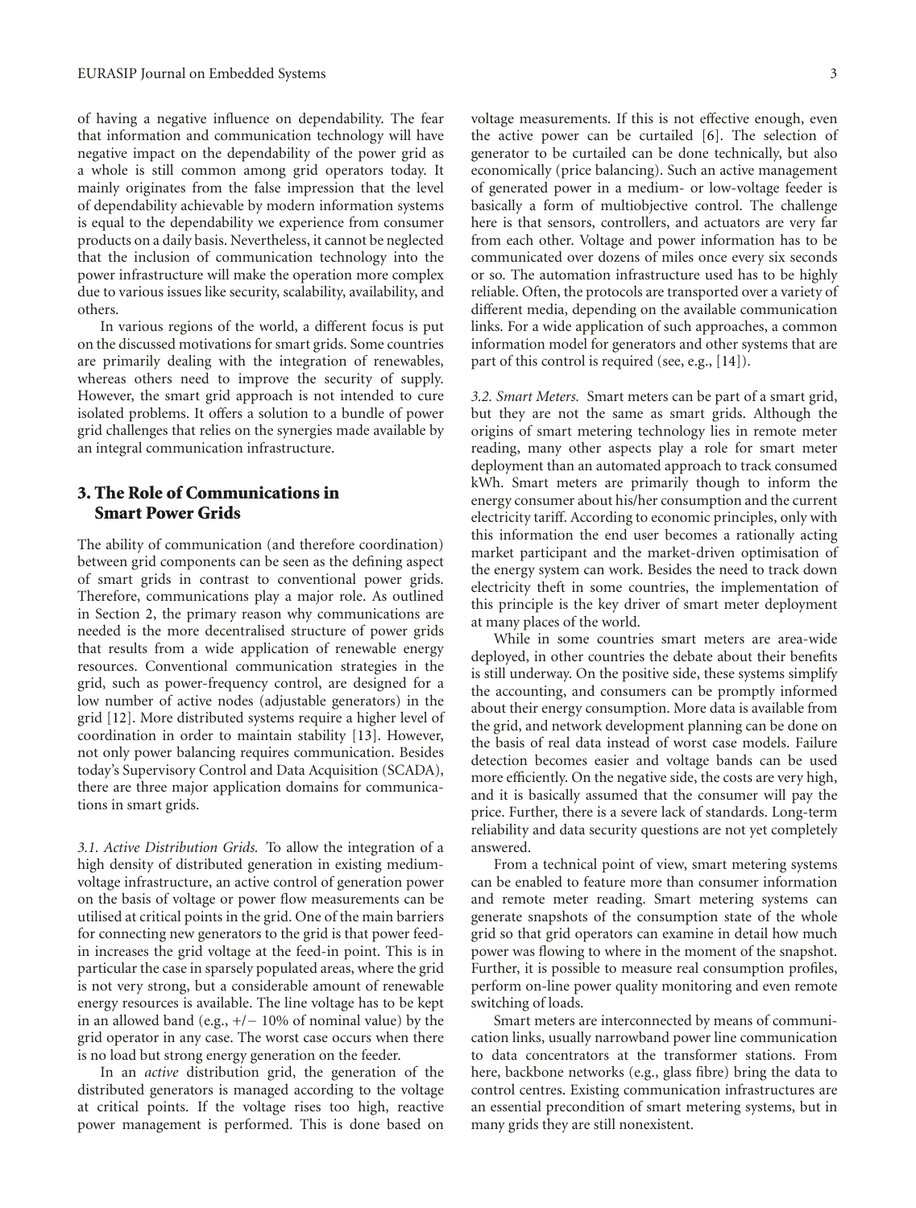of having a negative influence on dependability. The fear that information and communication technology will have negative impact on the dependability of the power grid as a whole is still common among grid operators today. It mainly originates from the false impression that the level of dependability achievable by modern information systems is equal to the dependability we experience from consumer products on a daily basis. Nevertheless, it cannot be neglected that the inclusion of communication technology into the power infrastructure will make the operation more complex due to various issues like security, scalability, availability, and others.

In various regions of the world, a different focus is put on the discussed motivations for smart grids. Some countries are primarily dealing with the integration of renewables, whereas others need to improve the security of supply. However, the smart grid approach is not intended to cure isolated problems. It offers a solution to a bundle of power grid challenges that relies on the synergies made available by an integral communication infrastructure.

## 3. The Role of Communications in Smart Power Grids

The ability of communication (and therefore coordination) between grid components can be seen as the defining aspect of smart grids in contrast to conventional power grids. Therefore, communications play a major role. As outlined in Section 2, the primary reason why communications are needed is the more decentralised structure of power grids that results from a wide application of renewable energy resources. Conventional communication strategies in the grid, such as power-frequency control, are designed for a low number of active nodes (adjustable generators) in the grid [12]. More distributed systems require a higher level of coordination in order to maintain stability [13]. However, not only power balancing requires communication. Besides today's Supervisory Control and Data Acquisition (SCADA), there are three major application domains for communications in smart grids.

*3.1. Active Distribution Grids.* To allow the integration of a high density of distributed generation in existing medium-voltage infrastructure, an active control of generation power on the basis of voltage or power flow measurements can be utilised at critical points in the grid. One of the main barriers for connecting new generators to the grid is that power feed-in increases the grid voltage at the feed-in point. This is in particular the case in sparsely populated areas, where the grid is not very strong, but a considerable amount of renewable energy resources is available. The line voltage has to be kept in an allowed band (e.g., +/− 10% of nominal value) by the grid operator in any case. The worst case occurs when there is no load but strong energy generation on the feeder.

In an *active* distribution grid, the generation of the distributed generators is managed according to the voltage at critical points. If the voltage rises too high, reactive power management is performed. This is done based on voltage measurements. If this is not effective enough, even the active power can be curtailed [6]. The selection of generator to be curtailed can be done technically, but also economically (price balancing). Such an active management of generated power in a medium- or low-voltage feeder is basically a form of multiobjective control. The challenge here is that sensors, controllers, and actuators are very far from each other. Voltage and power information has to be communicated over dozens of miles once every six seconds or so. The automation infrastructure used has to be highly reliable. Often, the protocols are transported over a variety of different media, depending on the available communication links. For a wide application of such approaches, a common information model for generators and other systems that are part of this control is required (see, e.g., [14]).

*3.2. Smart Meters.* Smart meters can be part of a smart grid, but they are not the same as smart grids. Although the origins of smart metering technology lies in remote meter reading, many other aspects play a role for smart meter deployment than an automated approach to track consumed kWh. Smart meters are primarily though to inform the energy consumer about his/her consumption and the current electricity tariff. According to economic principles, only with this information the end user becomes a rationally acting market participant and the market-driven optimisation of the energy system can work. Besides the need to track down electricity theft in some countries, the implementation of this principle is the key driver of smart meter deployment at many places of the world.

While in some countries smart meters are area-wide deployed, in other countries the debate about their benefits is still underway. On the positive side, these systems simplify the accounting, and consumers can be promptly informed about their energy consumption. More data is available from the grid, and network development planning can be done on the basis of real data instead of worst case models. Failure detection becomes easier and voltage bands can be used more efficiently. On the negative side, the costs are very high, and it is basically assumed that the consumer will pay the price. Further, there is a severe lack of standards. Long-term reliability and data security questions are not yet completely answered.

From a technical point of view, smart metering systems can be enabled to feature more than consumer information and remote meter reading. Smart metering systems can generate snapshots of the consumption state of the whole grid so that grid operators can examine in detail how much power was flowing to where in the moment of the snapshot. Further, it is possible to measure real consumption profiles, perform on-line power quality monitoring and even remote switching of loads.

Smart meters are interconnected by means of communication links, usually narrowband power line communication to data concentrators at the transformer stations. From here, backbone networks (e.g., glass fibre) bring the data to control centres. Existing communication infrastructures are an essential precondition of smart metering systems, but in many grids they are still nonexistent.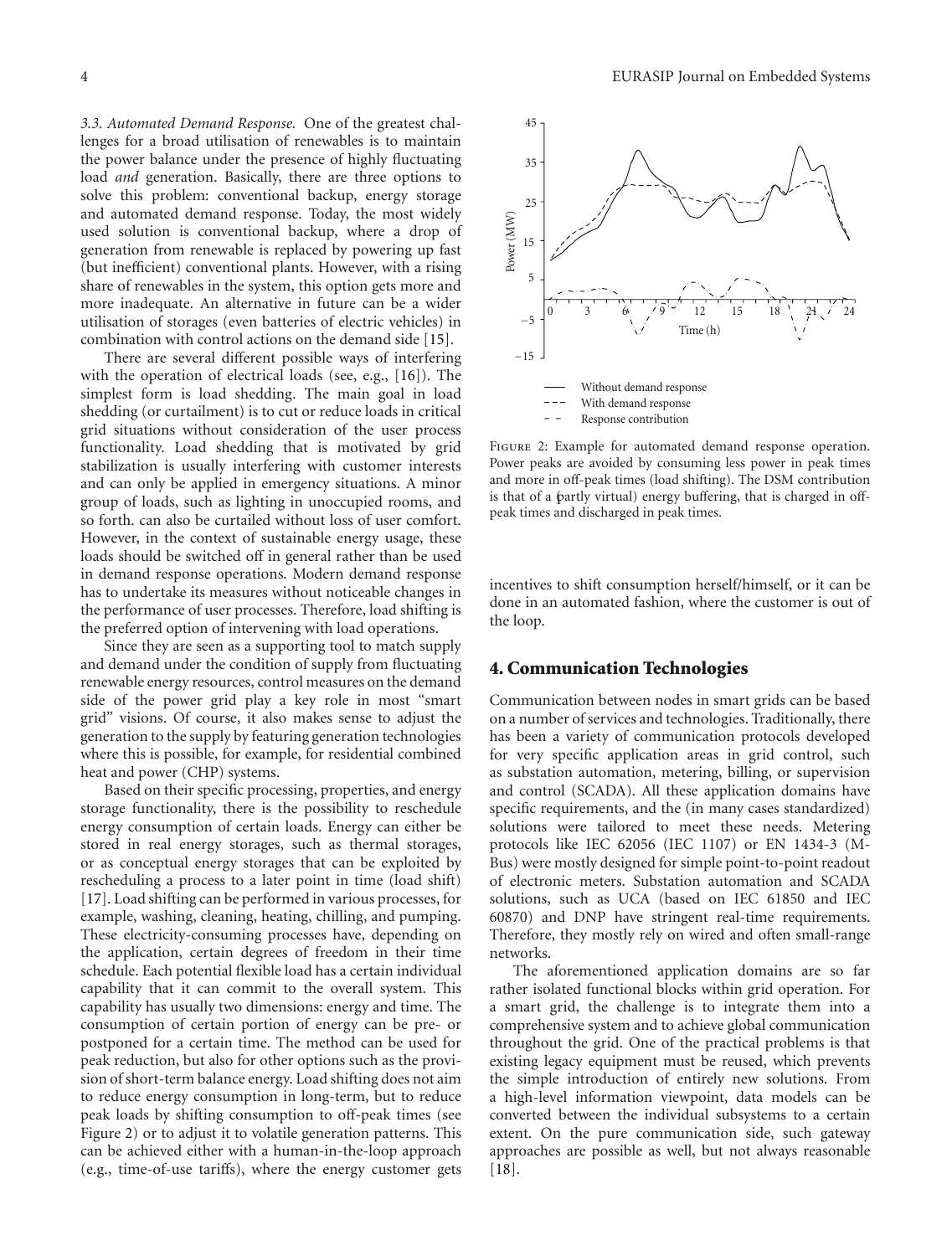*3.3. Automated Demand Response.* One of the greatest challenges for a broad utilisation of renewables is to maintain the power balance under the presence of highly fluctuating load *and* generation. Basically, there are three options to solve this problem: conventional backup, energy storage and automated demand response. Today, the most widely used solution is conventional backup, where a drop of generation from renewable is replaced by powering up fast (but inefficient) conventional plants. However, with a rising share of renewables in the system, this option gets more and more inadequate. An alternative in future can be a wider utilisation of storages (even batteries of electric vehicles) in combination with control actions on the demand side [15].

There are several different possible ways of interfering with the operation of electrical loads (see, e.g., [16]). The simplest form is load shedding. The main goal in load shedding (or curtailment) is to cut or reduce loads in critical grid situations without consideration of the user process functionality. Load shedding that is motivated by grid stabilization is usually interfering with customer interests and can only be applied in emergency situations. A minor group of loads, such as lighting in unoccupied rooms, and so forth. can also be curtailed without loss of user comfort. However, in the context of sustainable energy usage, these loads should be switched off in general rather than be used in demand response operations. Modern demand response has to undertake its measures without noticeable changes in the performance of user processes. Therefore, load shifting is the preferred option of intervening with load operations.

Since they are seen as a supporting tool to match supply and demand under the condition of supply from fluctuating renewable energy resources, control measures on the demand side of the power grid play a key role in most "smart grid" visions. Of course, it also makes sense to adjust the generation to the supply by featuring generation technologies where this is possible, for example, for residential combined heat and power (CHP) systems.

Based on their specific processing, properties, and energy storage functionality, there is the possibility to reschedule energy consumption of certain loads. Energy can either be stored in real energy storages, such as thermal storages, or as conceptual energy storages that can be exploited by rescheduling a process to a later point in time (load shift) [17]. Load shifting can be performed in various processes, for example, washing, cleaning, heating, chilling, and pumping. These electricity-consuming processes have, depending on the application, certain degrees of freedom in their time schedule. Each potential flexible load has a certain individual capability that it can commit to the overall system. This capability has usually two dimensions: energy and time. The consumption of certain portion of energy can be pre- or postponed for a certain time. The method can be used for peak reduction, but also for other options such as the provision of short-term balance energy. Load shifting does not aim to reduce energy consumption in long-term, but to reduce peak loads by shifting consumption to off-peak times (see Figure 2) or to adjust it to volatile generation patterns. This can be achieved either with a human-in-the-loop approach (e.g., time-of-use tariffs), where the energy customer gets incentives to shift consumption herself/himself, or it can be done in an automated fashion, where the customer is out of the loop.

Figure 2: Example for automated demand response operation. Power peaks are avoided by consuming less power in peak times and more in off-peak times (load shifting). The DSM contribution is that of a (partly virtual) energy buffering, that is charged in off-peak times and discharged in peak times.

## 4. Communication Technologies

Communication between nodes in smart grids can be based on a number of services and technologies. Traditionally, there has been a variety of communication protocols developed for very specific application areas in grid control, such as substation automation, metering, billing, or supervision and control (SCADA). All these application domains have specific requirements, and the (in many cases standardized) solutions were tailored to meet these needs. Metering protocols like IEC 62056 (IEC 1107) or EN 1434-3 (M-Bus) were mostly designed for simple point-to-point readout of electronic meters. Substation automation and SCADA solutions, such as UCA (based on IEC 61850 and IEC 60870) and DNP have stringent real-time requirements. Therefore, they mostly rely on wired and often small-range networks.

The aforementioned application domains are so far rather isolated functional blocks within grid operation. For a smart grid, the challenge is to integrate them into a comprehensive system and to achieve global communication throughout the grid. One of the practical problems is that existing legacy equipment must be reused, which prevents the simple introduction of entirely new solutions. From a high-level information viewpoint, data models can be converted between the individual subsystems to a certain extent. On the pure communication side, such gateway approaches are possible as well, but not always reasonable [18].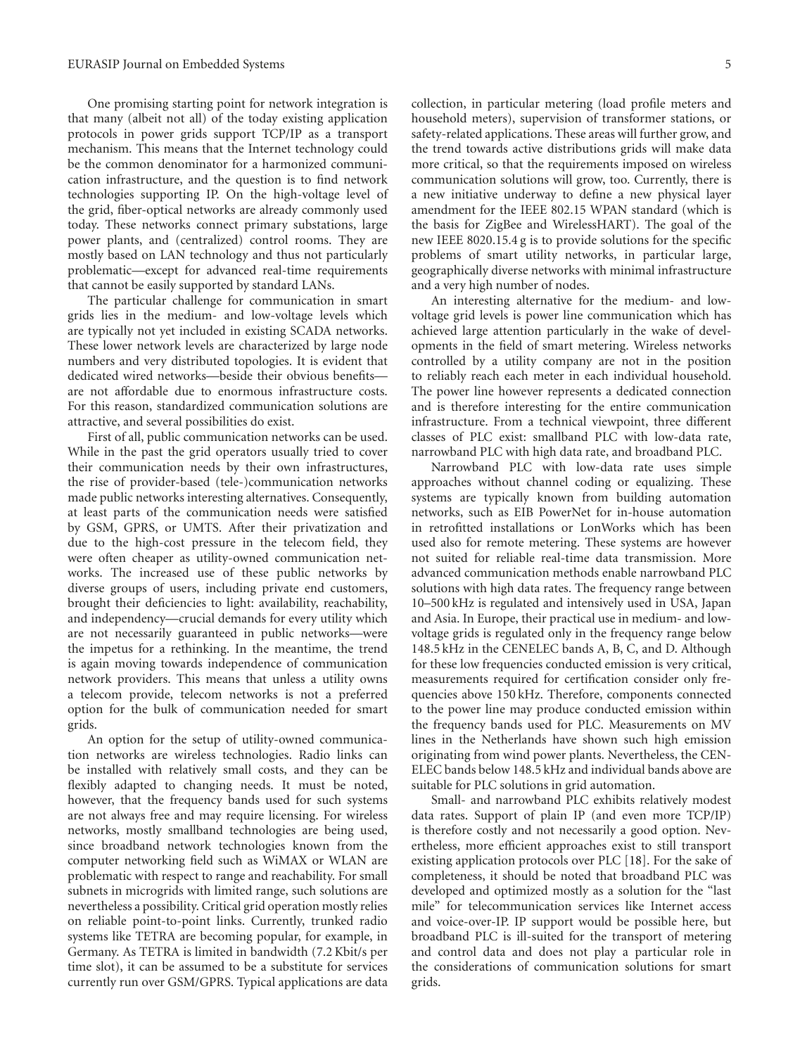One promising starting point for network integration is that many (albeit not all) of the today existing application protocols in power grids support TCP/IP as a transport mechanism. This means that the Internet technology could be the common denominator for a harmonized communication infrastructure, and the question is to find network technologies supporting IP. On the high-voltage level of the grid, fiber-optical networks are already commonly used today. These networks connect primary substations, large power plants, and (centralized) control rooms. They are mostly based on LAN technology and thus not particularly problematic—except for advanced real-time requirements that cannot be easily supported by standard LANs.

The particular challenge for communication in smart grids lies in the medium- and low-voltage levels which are typically not yet included in existing SCADA networks. These lower network levels are characterized by large node numbers and very distributed topologies. It is evident that dedicated wired networks—beside their obvious benefits—are not affordable due to enormous infrastructure costs. For this reason, standardized communication solutions are attractive, and several possibilities do exist.

First of all, public communication networks can be used. While in the past the grid operators usually tried to cover their communication needs by their own infrastructures, the rise of provider-based (tele-)communication networks made public networks interesting alternatives. Consequently, at least parts of the communication needs were satisfied by GSM, GPRS, or UMTS. After their privatization and due to the high-cost pressure in the telecom field, they were often cheaper as utility-owned communication networks. The increased use of these public networks by diverse groups of users, including private end customers, brought their deficiencies to light: availability, reachability, and independency—crucial demands for every utility which are not necessarily guaranteed in public networks—were the impetus for a rethinking. In the meantime, the trend is again moving towards independence of communication network providers. This means that unless a utility owns a telecom provide, telecom networks is not a preferred option for the bulk of communication needed for smart grids.

An option for the setup of utility-owned communication networks are wireless technologies. Radio links can be installed with relatively small costs, and they can be flexibly adapted to changing needs. It must be noted, however, that the frequency bands used for such systems are not always free and may require licensing. For wireless networks, mostly smallband technologies are being used, since broadband network technologies known from the computer networking field such as WiMAX or WLAN are problematic with respect to range and reachability. For small subnets in microgrids with limited range, such solutions are nevertheless a possibility. Critical grid operation mostly relies on reliable point-to-point links. Currently, trunked radio systems like TETRA are becoming popular, for example, in Germany. As TETRA is limited in bandwidth (7.2 Kbit/s per time slot), it can be assumed to be a substitute for services currently run over GSM/GPRS. Typical applications are data collection, in particular metering (load profile meters and household meters), supervision of transformer stations, or safety-related applications. These areas will further grow, and the trend towards active distributions grids will make data more critical, so that the requirements imposed on wireless communication solutions will grow, too. Currently, there is a new initiative underway to define a new physical layer amendment for the IEEE 802.15 WPAN standard (which is the basis for ZigBee and WirelessHART). The goal of the new IEEE 8020.15.4 g is to provide solutions for the specific problems of smart utility networks, in particular large, geographically diverse networks with minimal infrastructure and a very high number of nodes.

An interesting alternative for the medium- and low-voltage grid levels is power line communication which has achieved large attention particularly in the wake of developments in the field of smart metering. Wireless networks controlled by a utility company are not in the position to reliably reach each meter in each individual household. The power line however represents a dedicated connection and is therefore interesting for the entire communication infrastructure. From a technical viewpoint, three different classes of PLC exist: smallband PLC with low-data rate, narrowband PLC with high data rate, and broadband PLC.

Narrowband PLC with low-data rate uses simple approaches without channel coding or equalizing. These systems are typically known from building automation networks, such as EIB PowerNet for in-house automation in retrofitted installations or LonWorks which has been used also for remote metering. These systems are however not suited for reliable real-time data transmission. More advanced communication methods enable narrowband PLC solutions with high data rates. The frequency range between 10–500 kHz is regulated and intensively used in USA, Japan and Asia. In Europe, their practical use in medium- and low-voltage grids is regulated only in the frequency range below 148.5 kHz in the CENELEC bands A, B, C, and D. Although for these low frequencies conducted emission is very critical, measurements required for certification consider only frequencies above 150 kHz. Therefore, components connected to the power line may produce conducted emission within the frequency bands used for PLC. Measurements on MV lines in the Netherlands have shown such high emission originating from wind power plants. Nevertheless, the CENELEC bands below 148.5 kHz and individual bands above are suitable for PLC solutions in grid automation.

Small- and narrowband PLC exhibits relatively modest data rates. Support of plain IP (and even more TCP/IP) is therefore costly and not necessarily a good option. Nevertheless, more efficient approaches exist to still transport existing application protocols over PLC [18]. For the sake of completeness, it should be noted that broadband PLC was developed and optimized mostly as a solution for the "last mile" for telecommunication services like Internet access and voice-over-IP. IP support would be possible here, but broadband PLC is ill-suited for the transport of metering and control data and does not play a particular role in the considerations of communication solutions for smart grids.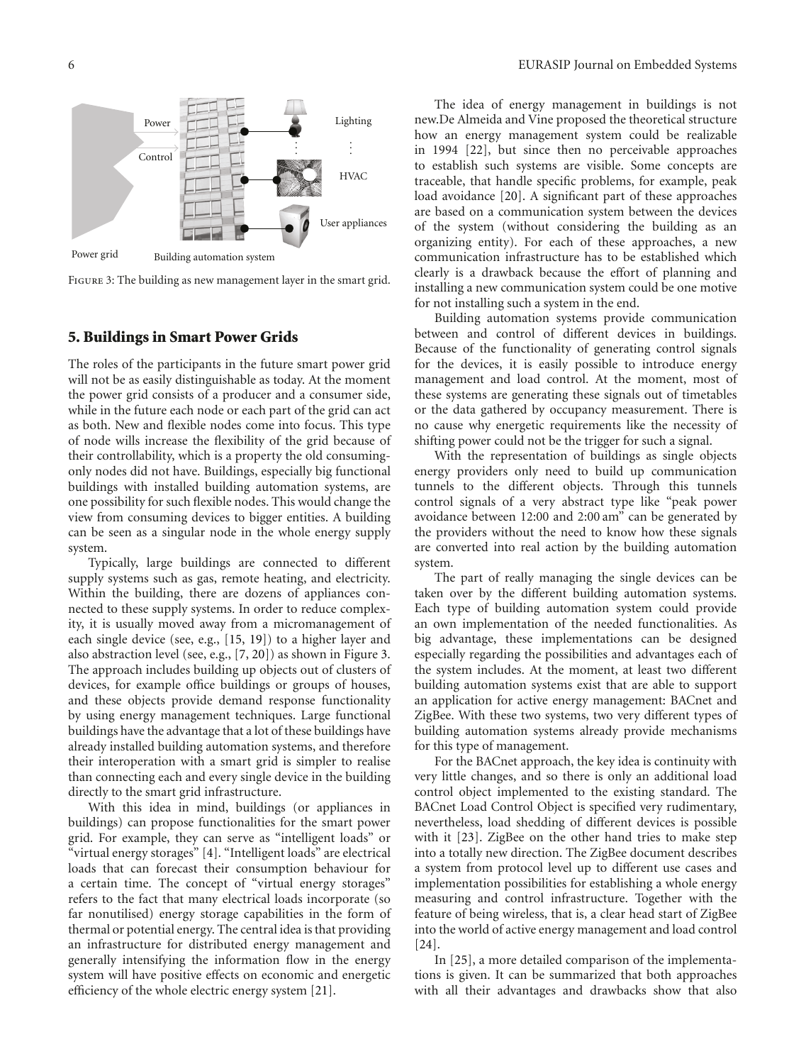Figure 3: The building as new management layer in the smart grid.

## 5. Buildings in Smart Power Grids

The roles of the participants in the future smart power grid will not be as easily distinguishable as today. At the moment the power grid consists of a producer and a consumer side, while in the future each node or each part of the grid can act as both. New and flexible nodes come into focus. This type of node wills increase the flexibility of the grid because of their controllability, which is a property the old consuming-only nodes did not have. Buildings, especially big functional buildings with installed building automation systems, are one possibility for such flexible nodes. This would change the view from consuming devices to bigger entities. A building can be seen as a singular node in the whole energy supply system.

Typically, large buildings are connected to different supply systems such as gas, remote heating, and electricity. Within the building, there are dozens of appliances connected to these supply systems. In order to reduce complexity, it is usually moved away from a micromanagement of each single device (see, e.g., [15, 19]) to a higher layer and also abstraction level (see, e.g., [7, 20]) as shown in Figure 3. The approach includes building up objects out of clusters of devices, for example office buildings or groups of houses, and these objects provide demand response functionality by using energy management techniques. Large functional buildings have the advantage that a lot of these buildings have already installed building automation systems, and therefore their interoperation with a smart grid is simpler to realise than connecting each and every single device in the building directly to the smart grid infrastructure.

With this idea in mind, buildings (or appliances in buildings) can propose functionalities for the smart power grid. For example, they can serve as "intelligent loads" or "virtual energy storages" [4]. "Intelligent loads" are electrical loads that can forecast their consumption behaviour for a certain time. The concept of "virtual energy storages" refers to the fact that many electrical loads incorporate (so far nonutilised) energy storage capabilities in the form of thermal or potential energy. The central idea is that providing an infrastructure for distributed energy management and generally intensifying the information flow in the energy system will have positive effects on economic and energetic efficiency of the whole electric energy system [21].

The idea of energy management in buildings is not new.De Almeida and Vine proposed the theoretical structure how an energy management system could be realizable in 1994 [22], but since then no perceivable approaches to establish such systems are visible. Some concepts are traceable, that handle specific problems, for example, peak load avoidance [20]. A significant part of these approaches are based on a communication system between the devices of the system (without considering the building as an organizing entity). For each of these approaches, a new communication infrastructure has to be established which clearly is a drawback because the effort of planning and installing a new communication system could be one motive for not installing such a system in the end.

Building automation systems provide communication between and control of different devices in buildings. Because of the functionality of generating control signals for the devices, it is easily possible to introduce energy management and load control. At the moment, most of these systems are generating these signals out of timetables or the data gathered by occupancy measurement. There is no cause why energetic requirements like the necessity of shifting power could not be the trigger for such a signal.

With the representation of buildings as single objects energy providers only need to build up communication tunnels to the different objects. Through this tunnels control signals of a very abstract type like "peak power avoidance between 12:00 and 2:00 am" can be generated by the providers without the need to know how these signals are converted into real action by the building automation system.

The part of really managing the single devices can be taken over by the different building automation systems. Each type of building automation system could provide an own implementation of the needed functionalities. As big advantage, these implementations can be designed especially regarding the possibilities and advantages each of the system includes. At the moment, at least two different building automation systems exist that are able to support an application for active energy management: BACnet and ZigBee. With these two systems, two very different types of building automation systems already provide mechanisms for this type of management.

For the BACnet approach, the key idea is continuity with very little changes, and so there is only an additional load control object implemented to the existing standard. The BACnet Load Control Object is specified very rudimentary, nevertheless, load shedding of different devices is possible with it [23]. ZigBee on the other hand tries to make step into a totally new direction. The ZigBee document describes a system from protocol level up to different use cases and implementation possibilities for establishing a whole energy measuring and control infrastructure. Together with the feature of being wireless, that is, a clear head start of ZigBee into the world of active energy management and load control [24].

In [25], a more detailed comparison of the implementations is given. It can be summarized that both approaches with all their advantages and drawbacks show that also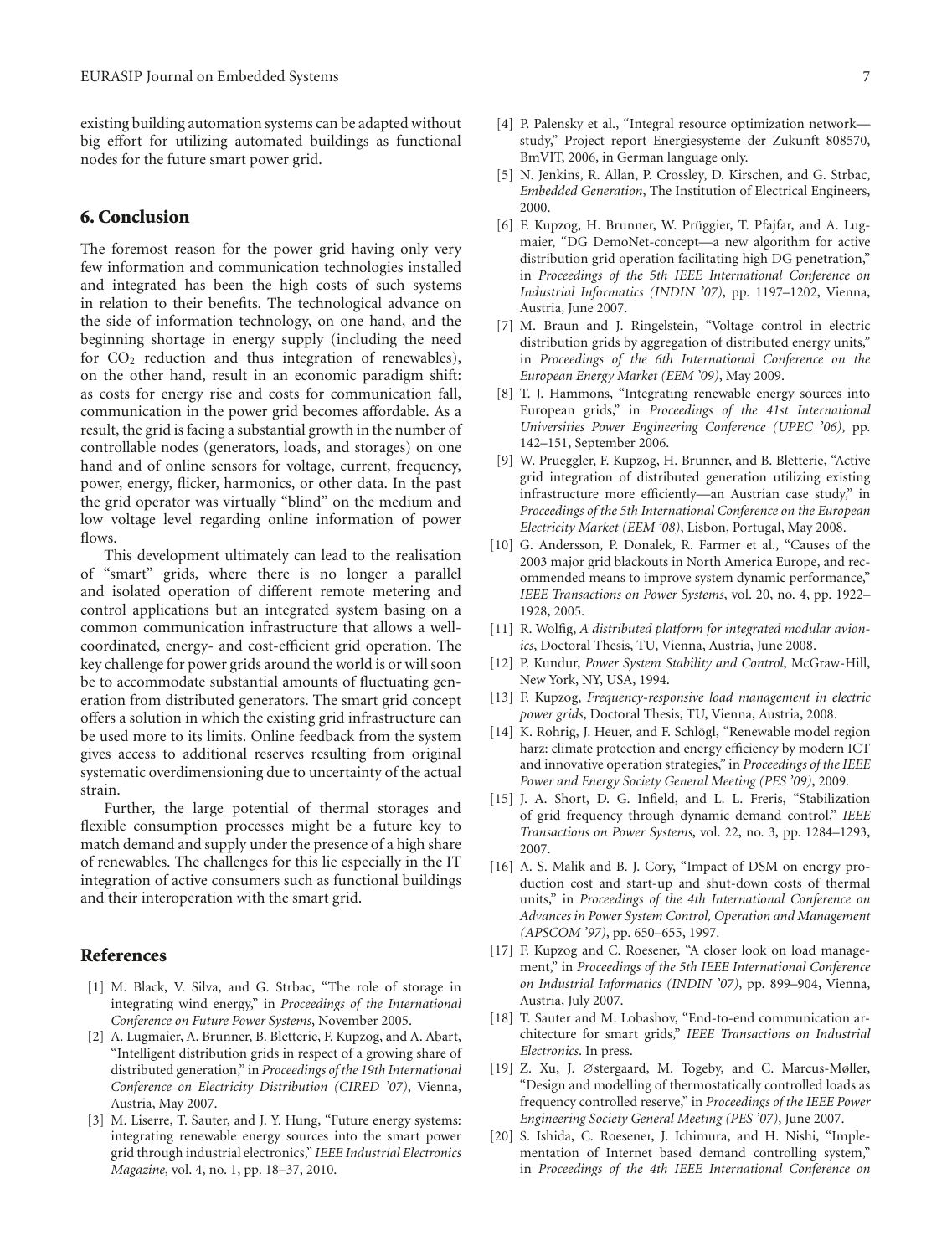existing building automation systems can be adapted without big effort for utilizing automated buildings as functional nodes for the future smart power grid.

## 6. Conclusion

The foremost reason for the power grid having only very few information and communication technologies installed and integrated has been the high costs of such systems in relation to their benefits. The technological advance on the side of information technology, on one hand, and the beginning shortage in energy supply (including the need for $CO_2$ reduction and thus integration of renewables), on the other hand, result in an economic paradigm shift: as costs for energy rise and costs for communication fall, communication in the power grid becomes affordable. As a result, the grid is facing a substantial growth in the number of controllable nodes (generators, loads, and storages) on one hand and of online sensors for voltage, current, frequency, power, energy, flicker, harmonics, or other data. In the past the grid operator was virtually "blind" on the medium and low voltage level regarding online information of power flows.

This development ultimately can lead to the realisation of "smart" grids, where there is no longer a parallel and isolated operation of different remote metering and control applications but an integrated system basing on a common communication infrastructure that allows a well-coordinated, energy- and cost-efficient grid operation. The key challenge for power grids around the world is or will soon be to accommodate substantial amounts of fluctuating generation from distributed generators. The smart grid concept offers a solution in which the existing grid infrastructure can be used more to its limits. Online feedback from the system gives access to additional reserves resulting from original systematic overdimensioning due to uncertainty of the actual strain.

Further, the large potential of thermal storages and flexible consumption processes might be a future key to match demand and supply under the presence of a high share of renewables. The challenges for this lie especially in the IT integration of active consumers such as functional buildings and their interoperation with the smart grid.

## References

[1] M. Black, V. Silva, and G. Strbac, "The role of storage in integrating wind energy," in *Proceedings of the International Conference on Future Power Systems*, November 2005.

[2] A. Lugmaier, A. Brunner, B. Bletterie, F. Kupzog, and A. Abart, "Intelligent distribution grids in respect of a growing share of distributed generation," in *Proceedings of the 19th International Conference on Electricity Distribution (CIRED '07)*, Vienna, Austria, May 2007.

[3] M. Liserre, T. Sauter, and J. Y. Hung, "Future energy systems: integrating renewable energy sources into the smart power grid through industrial electronics," *IEEE Industrial Electronics Magazine*, vol. 4, no. 1, pp. 18–37, 2010.

[4] P. Palensky et al., "Integral resource optimization network—study," Project report Energiesysteme der Zukunft 808570, BmVIT, 2006, in German language only.

[5] N. Jenkins, R. Allan, P. Crossley, D. Kirschen, and G. Strbac, *Embedded Generation*, The Institution of Electrical Engineers, 2000.

[6] F. Kupzog, H. Brunner, W. Prüggier, T. Pfajfar, and A. Lugmaier, "DG DemoNet-concept—a new algorithm for active distribution grid operation facilitating high DG penetration," in *Proceedings of the 5th IEEE International Conference on Industrial Informatics (INDIN '07)*, pp. 1197–1202, Vienna, Austria, June 2007.

[7] M. Braun and J. Ringelstein, "Voltage control in electric distribution grids by aggregation of distributed energy units," in *Proceedings of the 6th International Conference on the European Energy Market (EEM '09)*, May 2009.

[8] T. J. Hammons, "Integrating renewable energy sources into European grids," in *Proceedings of the 41st International Universities Power Engineering Conference (UPEC '06)*, pp. 142–151, September 2006.

[9] W. Prueggler, F. Kupzog, H. Brunner, and B. Bletterie, "Active grid integration of distributed generation utilizing existing infrastructure more efficiently—an Austrian case study," in *Proceedings of the 5th International Conference on the European Electricity Market (EEM '08)*, Lisbon, Portugal, May 2008.

[10] G. Andersson, P. Donalek, R. Farmer et al., "Causes of the 2003 major grid blackouts in North America Europe, and recommended means to improve system dynamic performance," *IEEE Transactions on Power Systems*, vol. 20, no. 4, pp. 1922–1928, 2005.

[11] R. Wolfig, *A distributed platform for integrated modular avionics*, Doctoral Thesis, TU, Vienna, Austria, June 2008.

[12] P. Kundur, *Power System Stability and Control*, McGraw-Hill, New York, NY, USA, 1994.

[13] F. Kupzog, *Frequency-responsive load management in electric power grids*, Doctoral Thesis, TU, Vienna, Austria, 2008.

[14] K. Rohrig, J. Heuer, and F. Schlögl, "Renewable model region harz: climate protection and energy efficiency by modern ICT and innovative operation strategies," in *Proceedings of the IEEE Power and Energy Society General Meeting (PES '09)*, 2009.

[15] J. A. Short, D. G. Infield, and L. L. Freris, "Stabilization of grid frequency through dynamic demand control," *IEEE Transactions on Power Systems*, vol. 22, no. 3, pp. 1284–1293, 2007.

[16] A. S. Malik and B. J. Cory, "Impact of DSM on energy production cost and start-up and shut-down costs of thermal units," in *Proceedings of the 4th International Conference on Advances in Power System Control, Operation and Management (APSCOM '97)*, pp. 650–655, 1997.

[17] F. Kupzog and C. Roesener, "A closer look on load management," in *Proceedings of the 5th IEEE International Conference on Industrial Informatics (INDIN '07)*, pp. 899–904, Vienna, Austria, July 2007.

[18] T. Sauter and M. Lobashov, "End-to-end communication architecture for smart grids," *IEEE Transactions on Industrial Electronics*. In press.

[19] Z. Xu, J. ∅stergaard, M. Togeby, and C. Marcus-Møller, "Design and modelling of thermostatically controlled loads as frequency controlled reserve," in *Proceedings of the IEEE Power Engineering Society General Meeting (PES '07)*, June 2007.

[20] S. Ishida, C. Roesener, J. Ichimura, and H. Nishi, "Implementation of Internet based demand controlling system," in *Proceedings of the 4th IEEE International Conference on*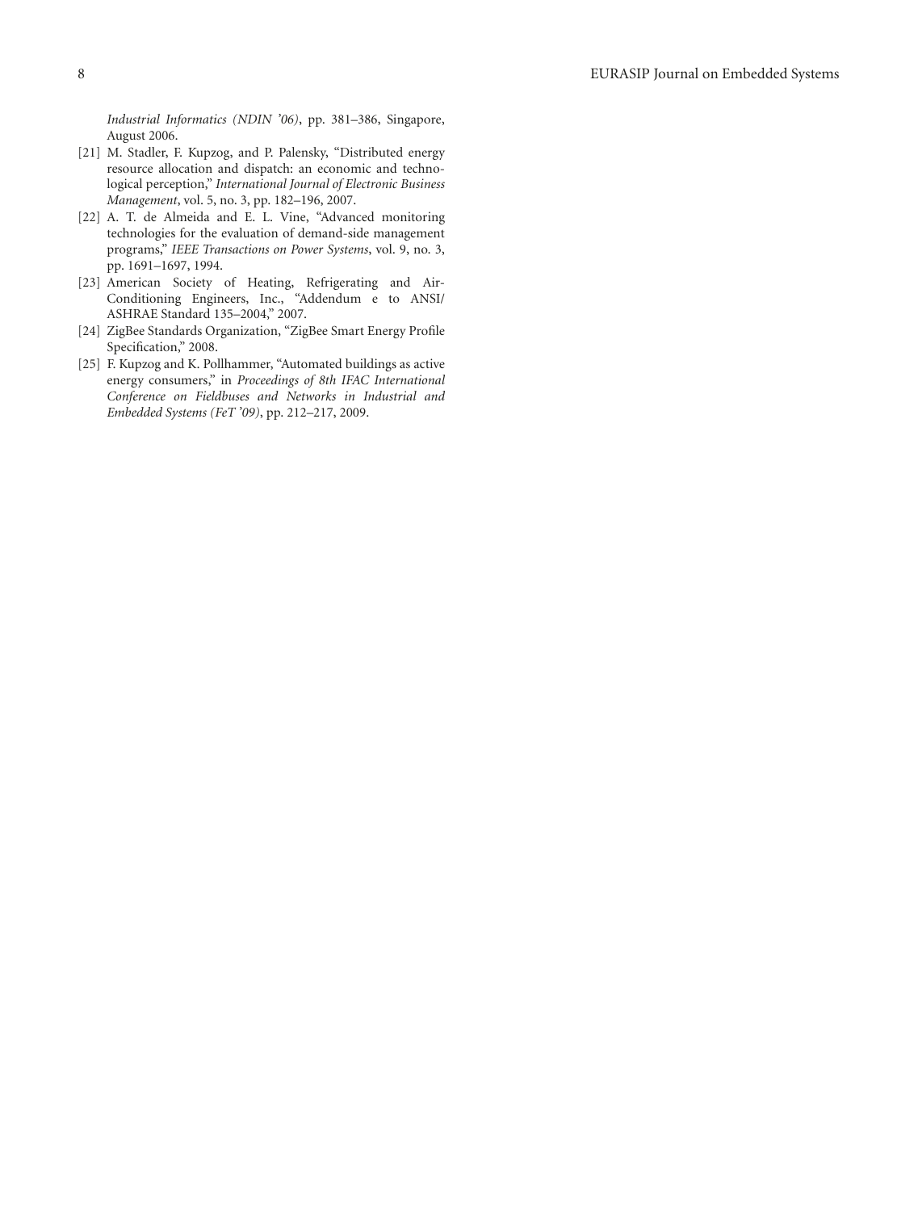*Industrial Informatics (NDIN '06)*, pp. 381–386, Singapore, August 2006.

[21] M. Stadler, F. Kupzog, and P. Palensky, "Distributed energy resource allocation and dispatch: an economic and technological perception," *International Journal of Electronic Business Management*, vol. 5, no. 3, pp. 182–196, 2007.

[22] A. T. de Almeida and E. L. Vine, "Advanced monitoring technologies for the evaluation of demand-side management programs," *IEEE Transactions on Power Systems*, vol. 9, no. 3, pp. 1691–1697, 1994.

[23] American Society of Heating, Refrigerating and Air-Conditioning Engineers, Inc., "Addendum e to ANSI/ASHRAE Standard 135–2004," 2007.

[24] ZigBee Standards Organization, "ZigBee Smart Energy Profile Specification," 2008.

[25] F. Kupzog and K. Pollhammer, "Automated buildings as active energy consumers," in *Proceedings of 8th IFAC International Conference on Fieldbuses and Networks in Industrial and Embedded Systems (FeT '09)*, pp. 212–217, 2009.